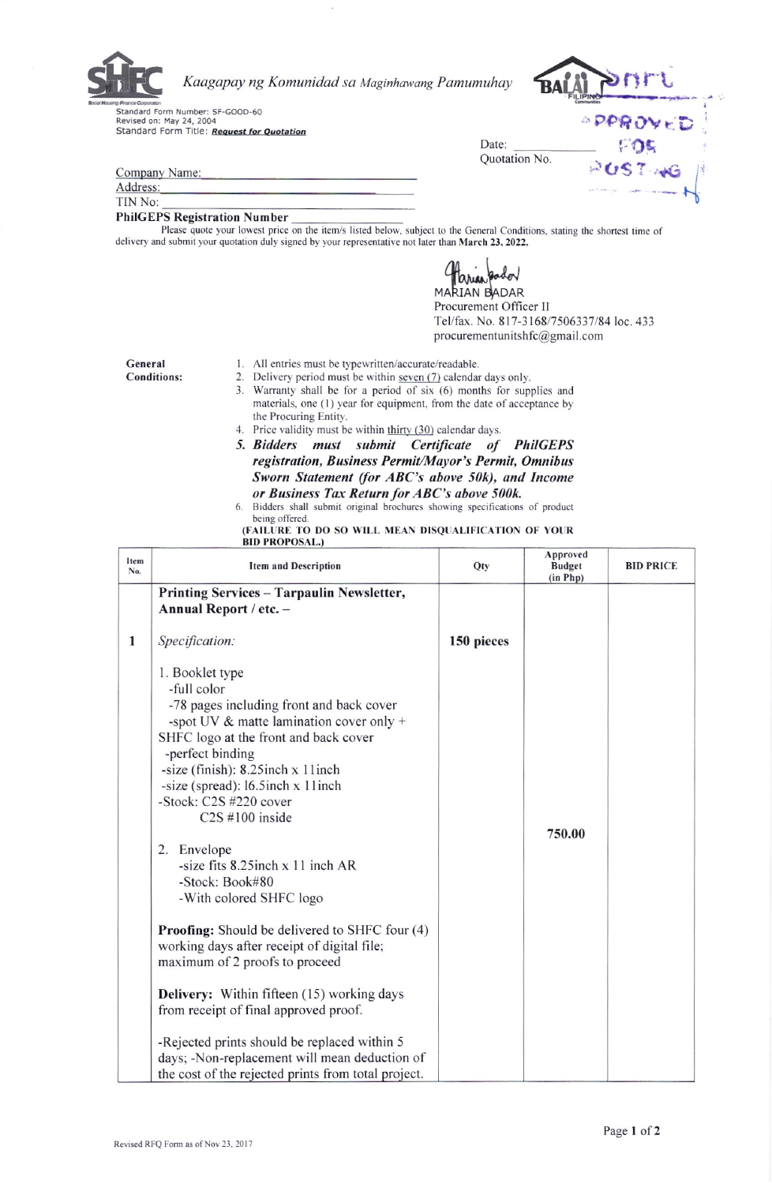Kaagapay ng Komunidad sa Maginhawang Pamumuhay

Standard Form Number: SF-GOOD-60
Revised on: May 24, 2004
Standard Form Title: **Request for Quotation**

APPROVED FOR POSTING

Date: ____________
Quotation No. ____________

Company Name: ____________________________
Address: ____________________________
TIN No: ____________________________
**PhilGEPS Registration Number** ____________________

Please quote your lowest price on the item/s listed below, subject to the General Conditions, stating the shortest time of delivery and submit your quotation duly signed by your representative not later than **March 23, 2022.**

MARIAN BADAR
Procurement Officer II
Tel/fax. No. 817-3168/7506337/84 loc. 433
procurementunitshfc@gmail.com

**General Conditions:**

1. All entries must be typewritten/accurate/readable.
2. Delivery period must be within seven (7) calendar days only.
3. Warranty shall be for a period of six (6) months for supplies and materials, one (1) year for equipment, from the date of acceptance by the Procuring Entity.
4. Price validity must be within thirty (30) calendar days.
5. ***Bidders must submit Certificate of PhilGEPS registration, Business Permit/Mayor's Permit, Omnibus Sworn Statement (for ABC's above 50k), and Income or Business Tax Return for ABC's above 500k.***
6. Bidders shall submit original brochures showing specifications of product being offered.

**(FAILURE TO DO SO WILL MEAN DISQUALIFICATION OF YOUR BID PROPOSAL.)**

| Item No. | Item and Description | Qty | Approved Budget (in Php) | BID PRICE |
|---|---|---|---|---|
| 1 | **Printing Services – Tarpaulin Newsletter, Annual Report / etc. –**<br><br>*Specification:*<br><br>1. Booklet type<br>-full color<br>-78 pages including front and back cover<br>-spot UV & matte lamination cover only + SHFC logo at the front and back cover<br>-perfect binding<br>-size (finish): 8.25inch x 11inch<br>-size (spread): 16.5inch x 11inch<br>-Stock: C2S #220 cover<br>C2S #100 inside<br><br>2. Envelope<br>-size fits 8.25inch x 11 inch AR<br>-Stock: Book#80<br>-With colored SHFC logo<br><br>**Proofing:** Should be delivered to SHFC four (4) working days after receipt of digital file; maximum of 2 proofs to proceed<br><br>**Delivery:** Within fifteen (15) working days from receipt of final approved proof.<br><br>-Rejected prints should be replaced within 5 days; -Non-replacement will mean deduction of the cost of the rejected prints from total project. | **150 pieces** | **750.00** | |

Revised RFQ Form as of Nov 23, 2017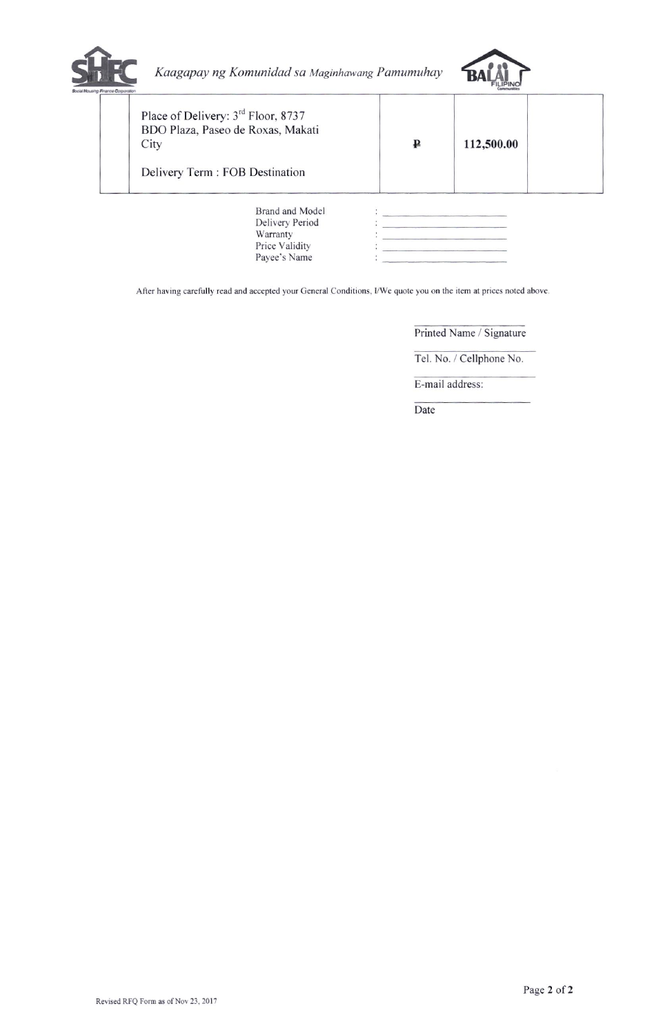| | | | | |
|---|---|---|---|---|
| | Place of Delivery: 3rd Floor, 8737 BDO Plaza, Paseo de Roxas, Makati City<br><br>Delivery Term : FOB Destination | ₱ | 112,500.00 | |

Brand and Model : ____________________

Delivery Period : ____________________

Warranty : ____________________

Price Validity : ____________________

Payee's Name : ____________________

After having carefully read and accepted your General Conditions, I/We quote you on the item at prices noted above.

____________________
Printed Name / Signature

____________________
Tel. No. / Cellphone No.

____________________
E-mail address:

____________________
Date

Revised RFQ Form as of Nov 23, 2017